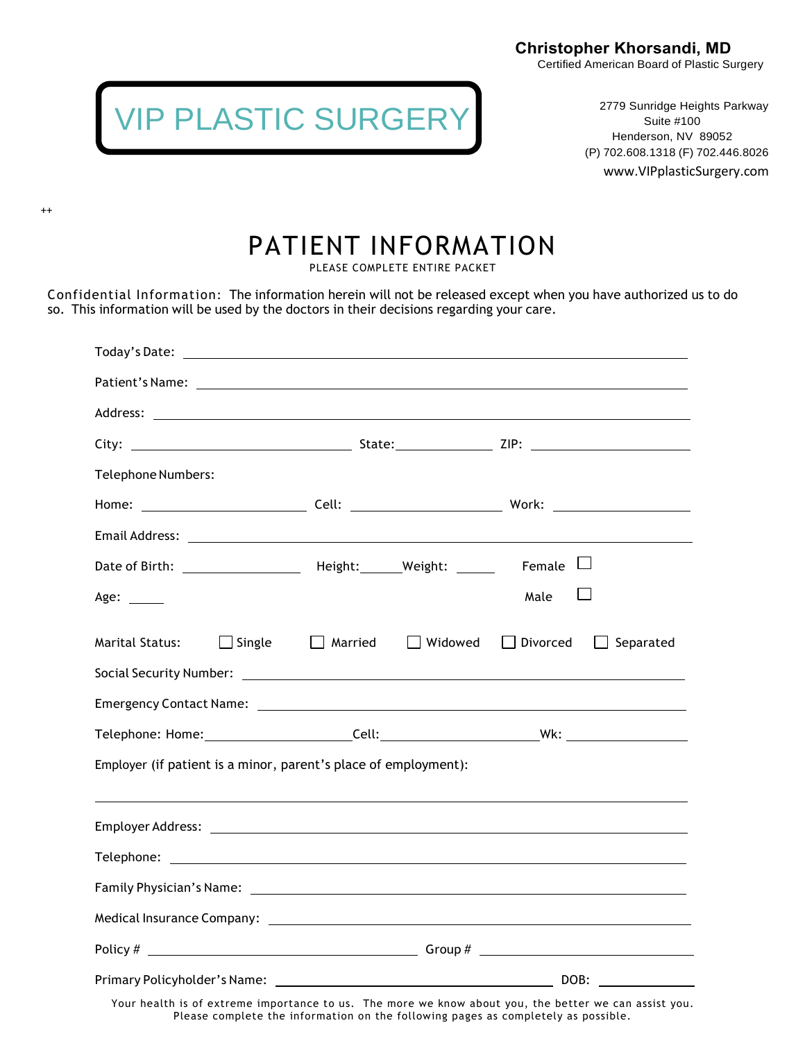**Christopher Khorsandi, MD**
Certified American Board of Plastic Surgery

VIP PLASTIC SURGERY

2779 Sunridge Heights Parkway
Suite #100
Henderson, NV 89052
(P) 702.608.1318 (F) 702.446.8026
www.VIPplasticSurgery.com

++

# PATIENT INFORMATION

PLEASE COMPLETE ENTIRE PACKET

Confidential Information: The information herein will not be released except when you have authorized us to do so. This information will be used by the doctors in their decisions regarding your care.

Today's Date: ______________________________

Patient's Name: ______________________________

Address: ______________________________

City: ____________________ State: __________ ZIP: ______________

Telephone Numbers:

Home: ______________ Cell: ______________ Work: ______________

Email Address: ______________________________

Date of Birth: ____________ Height: ______ Weight: ______ Female ☐

Age: _____ Male ☐

Marital Status: ☐ Single ☐ Married ☐ Widowed ☐ Divorced ☐ Separated

Social Security Number: ______________________________

Emergency Contact Name: ______________________________

Telephone: Home: ______________ Cell: ______________ Wk: ______________

Employer (if patient is a minor, parent's place of employment):

______________________________

Employer Address: ______________________________

Telephone: ______________________________

Family Physician's Name: ______________________________

Medical Insurance Company: ______________________________

Policy # ____________________ Group # ____________________

Primary Policyholder's Name: ____________________ DOB: __________

Your health is of extreme importance to us. The more we know about you, the better we can assist you. Please complete the information on the following pages as completely as possible.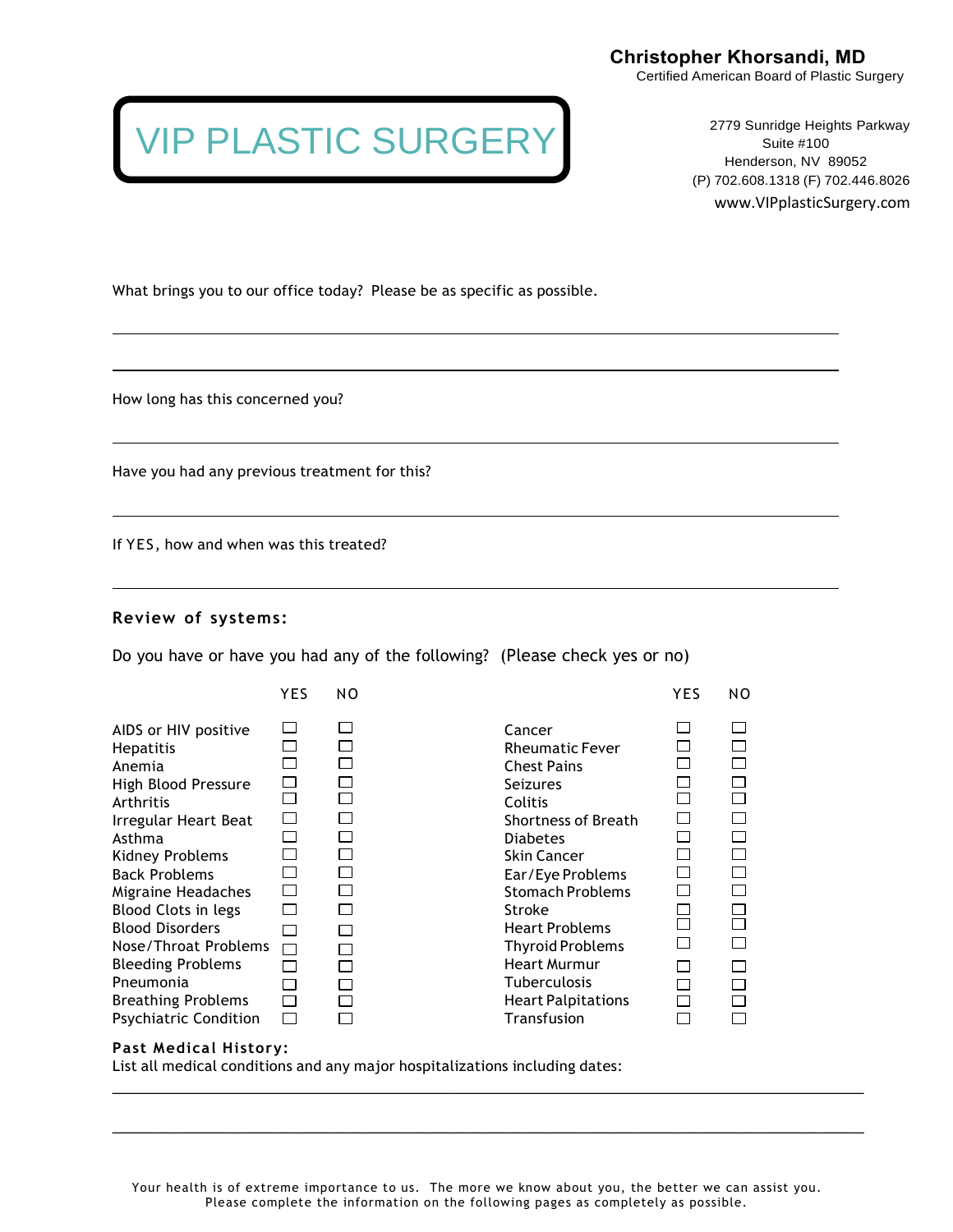**Christopher Khorsandi, MD**
Certified American Board of Plastic Surgery

# VIP PLASTIC SURGERY

2779 Sunridge Heights Parkway
Suite #100
Henderson, NV 89052
(P) 702.608.1318 (F) 702.446.8026
www.VIPplasticSurgery.com

What brings you to our office today? Please be as specific as possible.

______________________________________________________________________________

______________________________________________________________________________

How long has this concerned you?

______________________________________________________________________________

Have you had any previous treatment for this?

______________________________________________________________________________

If YES, how and when was this treated?

______________________________________________________________________________

**Review of systems:**

Do you have or have you had any of the following? (Please check yes or no)

| | YES | NO | | YES | NO |
|---|---|---|---|---|---|
| AIDS or HIV positive | ☐ | ☐ | Cancer | ☐ | ☐ |
| Hepatitis | ☐ | ☐ | Rheumatic Fever | ☐ | ☐ |
| Anemia | ☐ | ☐ | Chest Pains | ☐ | ☐ |
| High Blood Pressure | ☐ | ☐ | Seizures | ☐ | ☐ |
| Arthritis | ☐ | ☐ | Colitis | ☐ | ☐ |
| Irregular Heart Beat | ☐ | ☐ | Shortness of Breath | ☐ | ☐ |
| Asthma | ☐ | ☐ | Diabetes | ☐ | ☐ |
| Kidney Problems | ☐ | ☐ | Skin Cancer | ☐ | ☐ |
| Back Problems | ☐ | ☐ | Ear/Eye Problems | ☐ | ☐ |
| Migraine Headaches | ☐ | ☐ | Stomach Problems | ☐ | ☐ |
| Blood Clots in legs | ☐ | ☐ | Stroke | ☐ | ☐ |
| Blood Disorders | ☐ | ☐ | Heart Problems | ☐ | ☐ |
| Nose/Throat Problems | ☐ | ☐ | Thyroid Problems | ☐ | ☐ |
| Bleeding Problems | ☐ | ☐ | Heart Murmur | ☐ | ☐ |
| Pneumonia | ☐ | ☐ | Tuberculosis | ☐ | ☐ |
| Breathing Problems | ☐ | ☐ | Heart Palpitations | ☐ | ☐ |
| Psychiatric Condition | ☐ | ☐ | Transfusion | ☐ | ☐ |

**Past Medical History:**
List all medical conditions and any major hospitalizations including dates:

______________________________________________________________________________

______________________________________________________________________________

Your health is of extreme importance to us. The more we know about you, the better we can assist you.
Please complete the information on the following pages as completely as possible.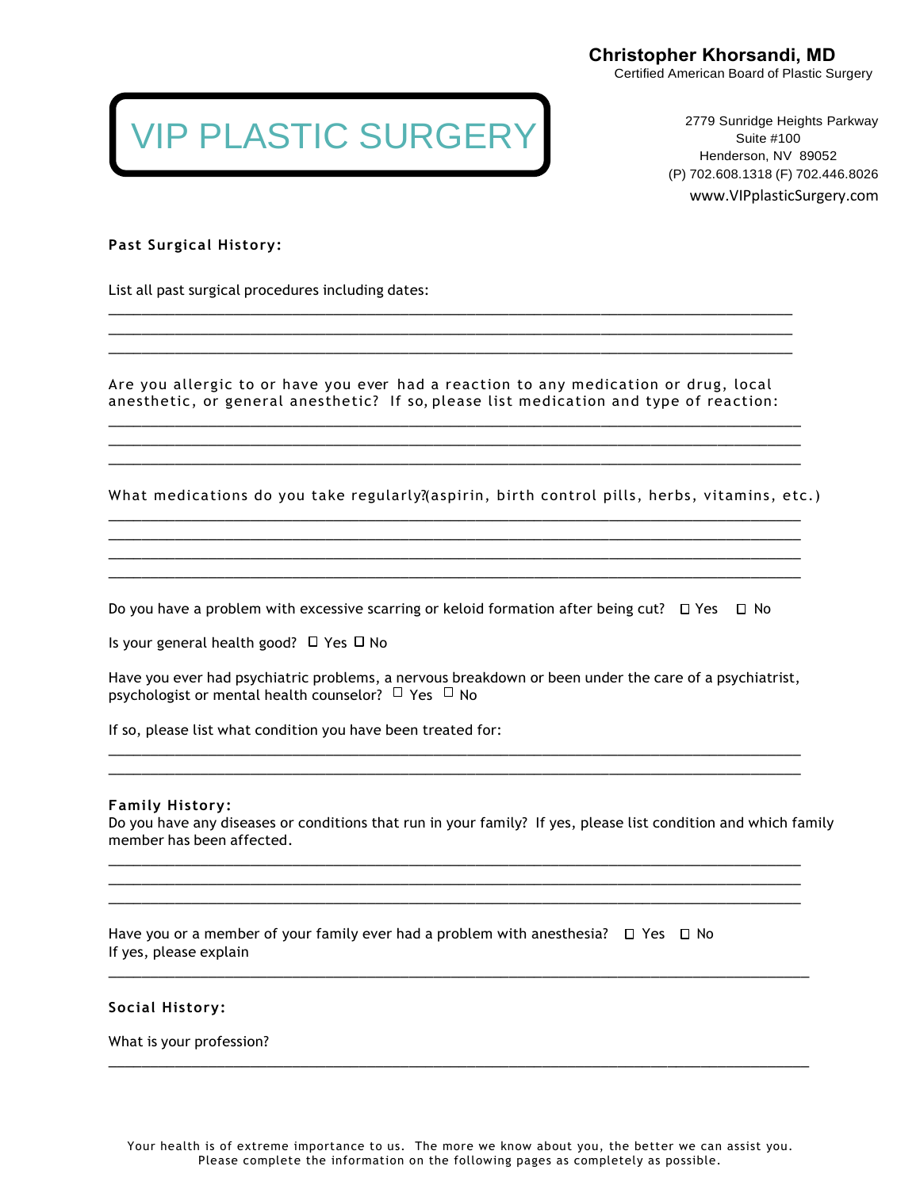**Christopher Khorsandi, MD**
Certified American Board of Plastic Surgery

VIP PLASTIC SURGERY

2779 Sunridge Heights Parkway
Suite #100
Henderson, NV 89052
(P) 702.608.1318 (F) 702.446.8026
www.VIPplasticSurgery.com

**Past Surgical History:**

List all past surgical procedures including dates:

______________________________________________________________________________
______________________________________________________________________________
______________________________________________________________________________

Are you allergic to or have you ever had a reaction to any medication or drug, local anesthetic, or general anesthetic? If so, please list medication and type of reaction:

______________________________________________________________________________
______________________________________________________________________________
______________________________________________________________________________

What medications do you take regularly?(aspirin, birth control pills, herbs, vitamins, etc.)

______________________________________________________________________________
______________________________________________________________________________
______________________________________________________________________________
______________________________________________________________________________

Do you have a problem with excessive scarring or keloid formation after being cut? ☐ Yes ☐ No

Is your general health good? ☐ Yes ☐ No

Have you ever had psychiatric problems, a nervous breakdown or been under the care of a psychiatrist, psychologist or mental health counselor? ☐ Yes ☐ No

If so, please list what condition you have been treated for:

______________________________________________________________________________
______________________________________________________________________________

**Family History:**
Do you have any diseases or conditions that run in your family? If yes, please list condition and which family member has been affected.

______________________________________________________________________________
______________________________________________________________________________
______________________________________________________________________________

Have you or a member of your family ever had a problem with anesthesia? ☐ Yes ☐ No
If yes, please explain

______________________________________________________________________________

**Social History:**

What is your profession?

______________________________________________________________________________

Your health is of extreme importance to us. The more we know about you, the better we can assist you.
Please complete the information on the following pages as completely as possible.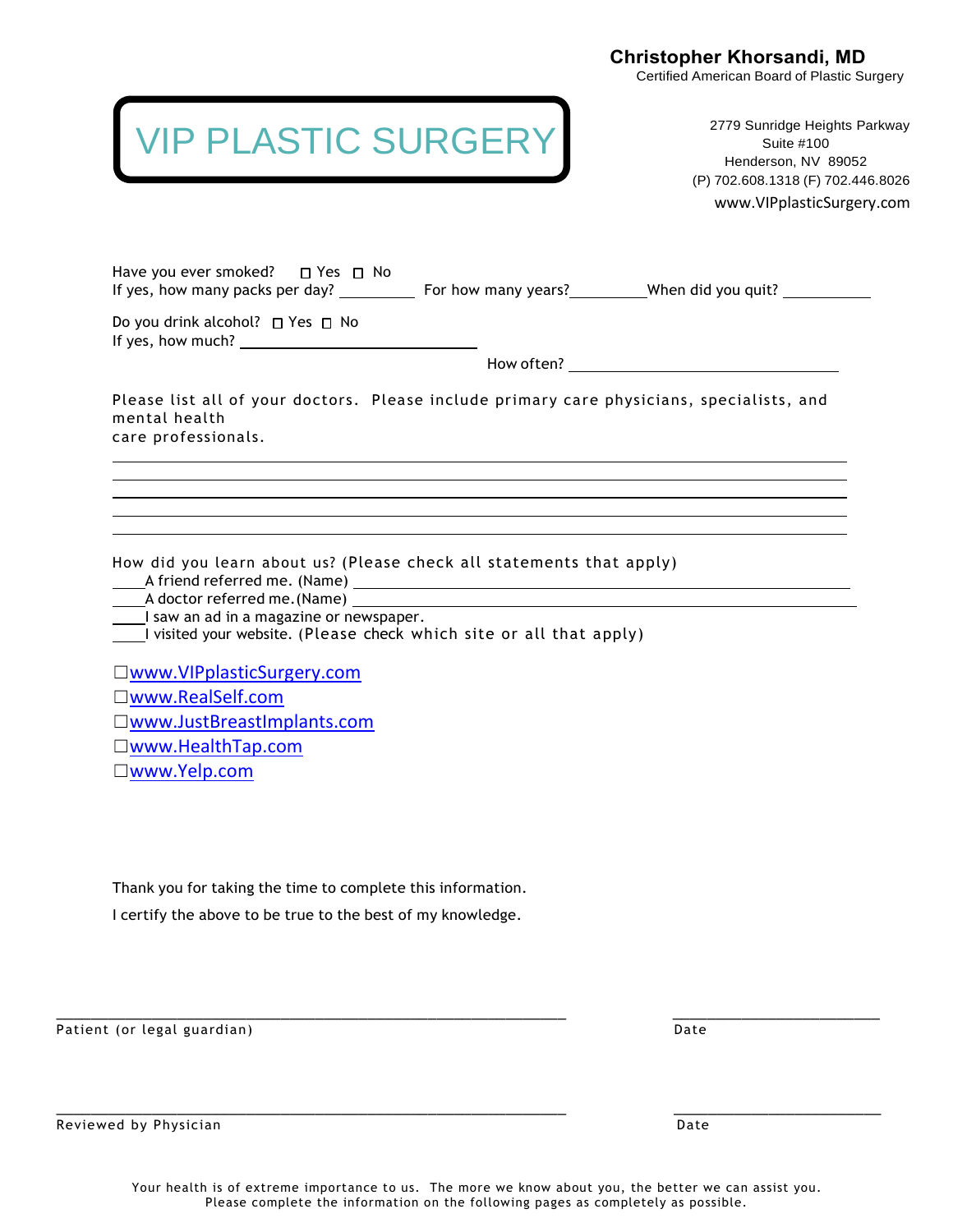**Christopher Khorsandi, MD**
Certified American Board of Plastic Surgery

# VIP PLASTIC SURGERY

2779 Sunridge Heights Parkway
Suite #100
Henderson, NV 89052
(P) 702.608.1318 (F) 702.446.8026
www.VIPplasticSurgery.com

Have you ever smoked? ☐ Yes ☐ No
If yes, how many packs per day? _________ For how many years?_________ When did you quit? ___________

Do you drink alcohol? ☐ Yes ☐ No
If yes, how much? ______________________________

How often? ______________________________

Please list all of your doctors. Please include primary care physicians, specialists, and mental health
care professionals.

______________________________________________________________________________
______________________________________________________________________________
______________________________________________________________________________
______________________________________________________________________________
______________________________________________________________________________

How did you learn about us? (Please check all statements that apply)
____A friend referred me. (Name) ______________________________________________
____A doctor referred me. (Name) ______________________________________________
____I saw an ad in a magazine or newspaper.
____I visited your website. (Please check which site or all that apply)

☐www.VIPplasticSurgery.com
☐www.RealSelf.com
☐www.JustBreastImplants.com
☐www.HealthTap.com
☐www.Yelp.com

Thank you for taking the time to complete this information.

I certify the above to be true to the best of my knowledge.

______________________________________________ ____________________
Patient (or legal guardian) Date

______________________________________________ ____________________
Reviewed by Physician Date

Your health is of extreme importance to us. The more we know about you, the better we can assist you.
Please complete the information on the following pages as completely as possible.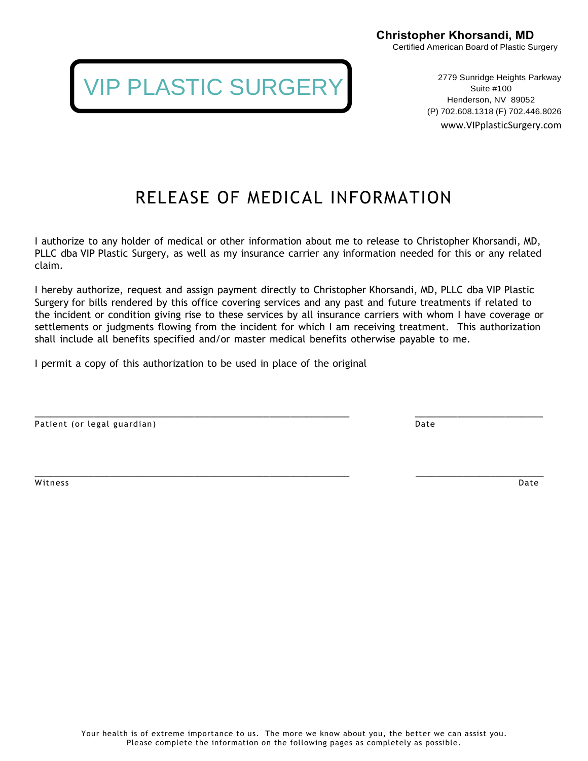**Christopher Khorsandi, MD**
Certified American Board of Plastic Surgery

VIP PLASTIC SURGERY

2779 Sunridge Heights Parkway
Suite #100
Henderson, NV 89052
(P) 702.608.1318 (F) 702.446.8026
www.VIPplasticSurgery.com

# RELEASE OF MEDICAL INFORMATION

I authorize to any holder of medical or other information about me to release to Christopher Khorsandi, MD, PLLC dba VIP Plastic Surgery, as well as my insurance carrier any information needed for this or any related claim.

I hereby authorize, request and assign payment directly to Christopher Khorsandi, MD, PLLC dba VIP Plastic Surgery for bills rendered by this office covering services and any past and future treatments if related to the incident or condition giving rise to these services by all insurance carriers with whom I have coverage or settlements or judgments flowing from the incident for which I am receiving treatment. This authorization shall include all benefits specified and/or master medical benefits otherwise payable to me.

I permit a copy of this authorization to be used in place of the original

_______________________________________________ ____________________
Patient (or legal guardian) Date

_______________________________________________ ____________________
Witness Date

Your health is of extreme importance to us. The more we know about you, the better we can assist you.
Please complete the information on the following pages as completely as possible.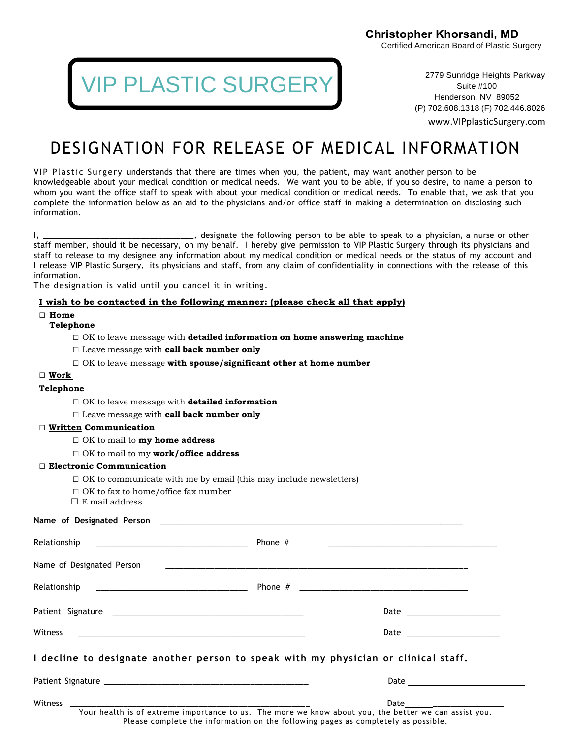**Christopher Khorsandi, MD**
Certified American Board of Plastic Surgery

VIP PLASTIC SURGERY

2779 Sunridge Heights Parkway
Suite #100
Henderson, NV 89052
(P) 702.608.1318 (F) 702.446.8026
www.VIPplasticSurgery.com

# DESIGNATION FOR RELEASE OF MEDICAL INFORMATION

VIP Plastic Surgery understands that there are times when you, the patient, may want another person to be knowledgeable about your medical condition or medical needs. We want you to be able, if you so desire, to name a person to whom you want the office staff to speak with about your medical condition or medical needs. To enable that, we ask that you complete the information below as an aid to the physicians and/or office staff in making a determination on disclosing such information.

I, ___________________________________, designate the following person to be able to speak to a physician, a nurse or other staff member, should it be necessary, on my behalf. I hereby give permission to VIP Plastic Surgery through its physicians and staff to release to my designee any information about my medical condition or medical needs or the status of my account and I release VIP Plastic Surgery, its physicians and staff, from any claim of confidentiality in connections with the release of this information.

The designation is valid until you cancel it in writing.

**I wish to be contacted in the following manner: (please check all that apply)**

- ☐ **Home Telephone**
  - ☐ OK to leave message with **detailed information on home answering machine**
  - ☐ Leave message with **call back number only**
  - ☐ OK to leave message **with spouse/significant other at home number**
- ☐ **Work Telephone**
  - ☐ OK to leave message with **detailed information**
  - ☐ Leave message with **call back number only**
- ☐ **Written Communication**
  - ☐ OK to mail to **my home address**
  - ☐ OK to mail to my **work/office address**
- ☐ **Electronic Communication**
  - ☐ OK to communicate with me by email (this may include newsletters)
  - ☐ OK to fax to home/office fax number
  - ☐ E mail address

Name of Designated Person ______________________________________________________________________

Relationship ___________________________ Phone # ___________________________________

Name of Designated Person ______________________________________________________________________

Relationship ___________________________ Phone # ___________________________________

Patient Signature ______________________________________ Date ____________________

Witness ______________________________________________ Date ____________________

**I decline to designate another person to speak with my physician or clinical staff.**

Patient Signature ______________________________________ Date ____________________

Witness ______________________________________________ Date ____________________

Your health is of extreme importance to us. The more we know about you, the better we can assist you. Please complete the information on the following pages as completely as possible.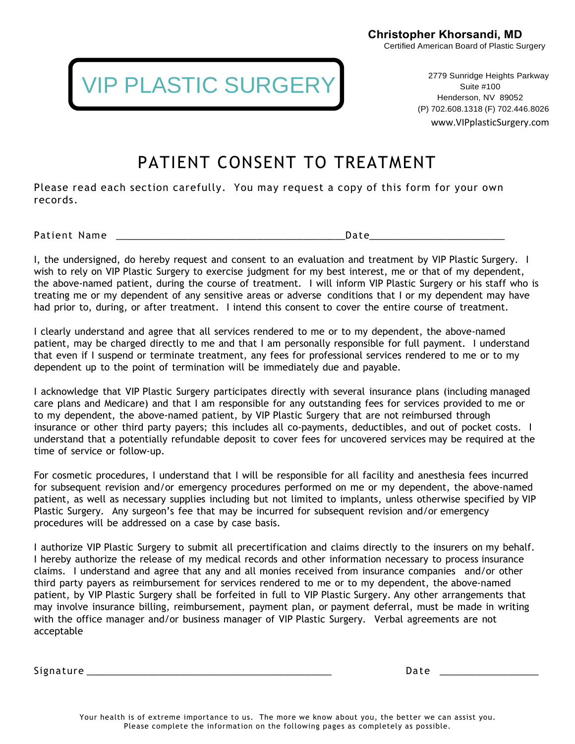**Christopher Khorsandi, MD**
Certified American Board of Plastic Surgery

VIP PLASTIC SURGERY

2779 Sunridge Heights Parkway
Suite #100
Henderson, NV 89052
(P) 702.608.1318 (F) 702.446.8026
www.VIPplasticSurgery.com

# PATIENT CONSENT TO TREATMENT

Please read each section carefully. You may request a copy of this form for your own records.

Patient Name ________________________________________Date________________________

I, the undersigned, do hereby request and consent to an evaluation and treatment by VIP Plastic Surgery. I wish to rely on VIP Plastic Surgery to exercise judgment for my best interest, me or that of my dependent, the above-named patient, during the course of treatment. I will inform VIP Plastic Surgery or his staff who is treating me or my dependent of any sensitive areas or adverse conditions that I or my dependent may have had prior to, during, or after treatment. I intend this consent to cover the entire course of treatment.

I clearly understand and agree that all services rendered to me or to my dependent, the above-named patient, may be charged directly to me and that I am personally responsible for full payment. I understand that even if I suspend or terminate treatment, any fees for professional services rendered to me or to my dependent up to the point of termination will be immediately due and payable.

I acknowledge that VIP Plastic Surgery participates directly with several insurance plans (including managed care plans and Medicare) and that I am responsible for any outstanding fees for services provided to me or to my dependent, the above-named patient, by VIP Plastic Surgery that are not reimbursed through insurance or other third party payers; this includes all co-payments, deductibles, and out of pocket costs. I understand that a potentially refundable deposit to cover fees for uncovered services may be required at the time of service or follow-up.

For cosmetic procedures, I understand that I will be responsible for all facility and anesthesia fees incurred for subsequent revision and/or emergency procedures performed on me or my dependent, the above-named patient, as well as necessary supplies including but not limited to implants, unless otherwise specified by VIP Plastic Surgery. Any surgeon's fee that may be incurred for subsequent revision and/or emergency procedures will be addressed on a case by case basis.

I authorize VIP Plastic Surgery to submit all precertification and claims directly to the insurers on my behalf. I hereby authorize the release of my medical records and other information necessary to process insurance claims. I understand and agree that any and all monies received from insurance companies and/or other third party payers as reimbursement for services rendered to me or to my dependent, the above-named patient, by VIP Plastic Surgery shall be forfeited in full to VIP Plastic Surgery. Any other arrangements that may involve insurance billing, reimbursement, payment plan, or payment deferral, must be made in writing with the office manager and/or business manager of VIP Plastic Surgery. Verbal agreements are not acceptable

Signature ____________________________________________ Date __________________

Your health is of extreme importance to us. The more we know about you, the better we can assist you. Please complete the information on the following pages as completely as possible.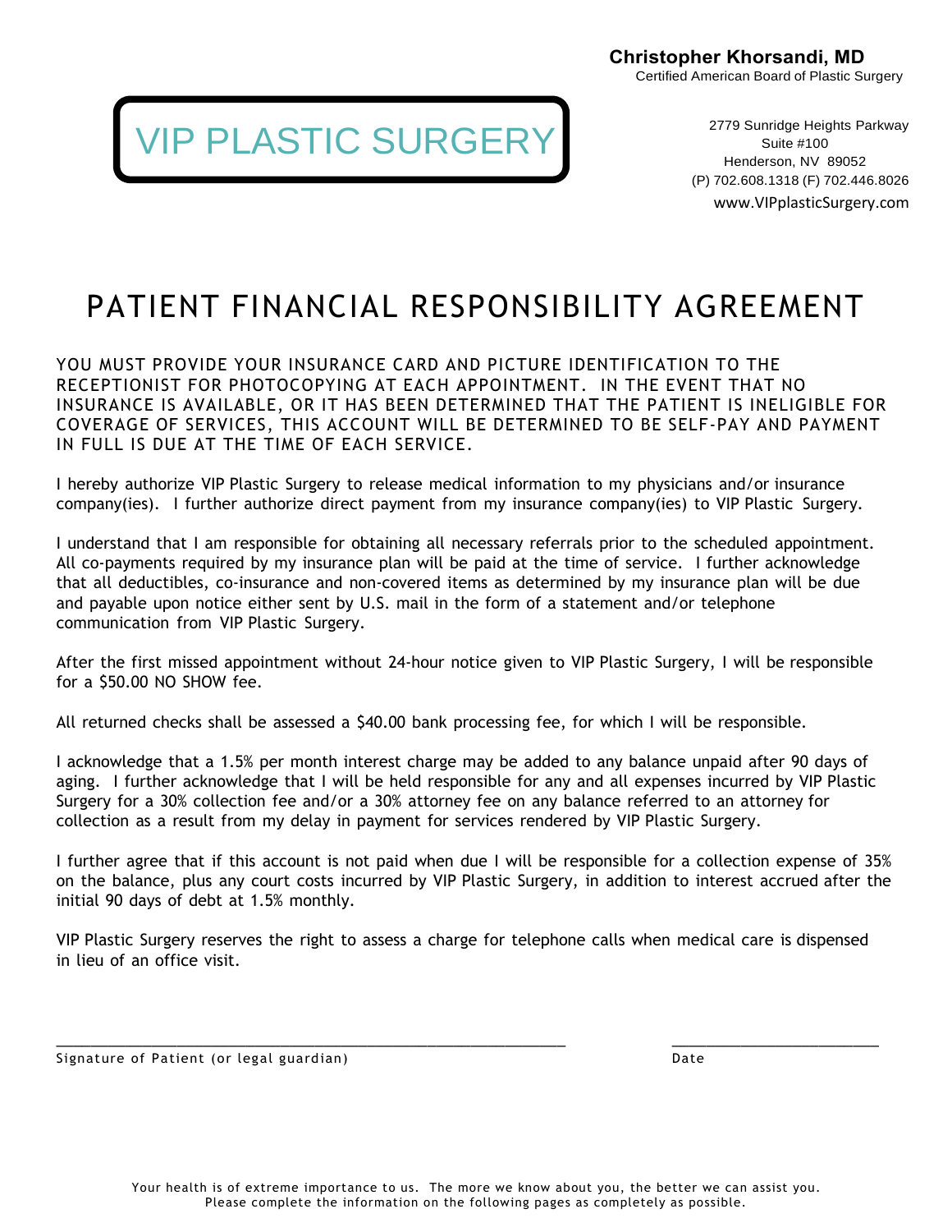**Christopher Khorsandi, MD**
Certified American Board of Plastic Surgery

VIP PLASTIC SURGERY

2779 Sunridge Heights Parkway
Suite #100
Henderson, NV 89052
(P) 702.608.1318 (F) 702.446.8026
www.VIPplasticSurgery.com

# PATIENT FINANCIAL RESPONSIBILITY AGREEMENT

YOU MUST PROVIDE YOUR INSURANCE CARD AND PICTURE IDENTIFICATION TO THE RECEPTIONIST FOR PHOTOCOPYING AT EACH APPOINTMENT. IN THE EVENT THAT NO INSURANCE IS AVAILABLE, OR IT HAS BEEN DETERMINED THAT THE PATIENT IS INELIGIBLE FOR COVERAGE OF SERVICES, THIS ACCOUNT WILL BE DETERMINED TO BE SELF-PAY AND PAYMENT IN FULL IS DUE AT THE TIME OF EACH SERVICE.

I hereby authorize VIP Plastic Surgery to release medical information to my physicians and/or insurance company(ies). I further authorize direct payment from my insurance company(ies) to VIP Plastic Surgery.

I understand that I am responsible for obtaining all necessary referrals prior to the scheduled appointment. All co-payments required by my insurance plan will be paid at the time of service. I further acknowledge that all deductibles, co-insurance and non-covered items as determined by my insurance plan will be due and payable upon notice either sent by U.S. mail in the form of a statement and/or telephone communication from VIP Plastic Surgery.

After the first missed appointment without 24-hour notice given to VIP Plastic Surgery, I will be responsible for a $50.00 NO SHOW fee.

All returned checks shall be assessed a $40.00 bank processing fee, for which I will be responsible.

I acknowledge that a 1.5% per month interest charge may be added to any balance unpaid after 90 days of aging. I further acknowledge that I will be held responsible for any and all expenses incurred by VIP Plastic Surgery for a 30% collection fee and/or a 30% attorney fee on any balance referred to an attorney for collection as a result from my delay in payment for services rendered by VIP Plastic Surgery.

I further agree that if this account is not paid when due I will be responsible for a collection expense of 35% on the balance, plus any court costs incurred by VIP Plastic Surgery, in addition to interest accrued after the initial 90 days of debt at 1.5% monthly.

VIP Plastic Surgery reserves the right to assess a charge for telephone calls when medical care is dispensed in lieu of an office visit.

_______________________________________________ &nbsp;&nbsp;&nbsp;&nbsp; ____________________

Signature of Patient (or legal guardian) &nbsp;&nbsp;&nbsp;&nbsp; Date

Your health is of extreme importance to us. The more we know about you, the better we can assist you. Please complete the information on the following pages as completely as possible.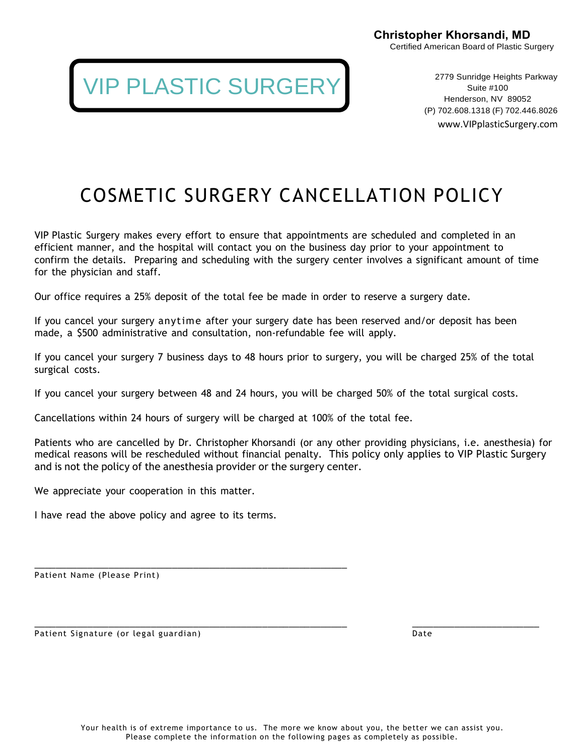**Christopher Khorsandi, MD**
Certified American Board of Plastic Surgery

VIP PLASTIC SURGERY

2779 Sunridge Heights Parkway
Suite #100
Henderson, NV 89052
(P) 702.608.1318 (F) 702.446.8026
www.VIPplasticSurgery.com

# COSMETIC SURGERY CANCELLATION POLICY

VIP Plastic Surgery makes every effort to ensure that appointments are scheduled and completed in an efficient manner, and the hospital will contact you on the business day prior to your appointment to confirm the details. Preparing and scheduling with the surgery center involves a significant amount of time for the physician and staff.

Our office requires a 25% deposit of the total fee be made in order to reserve a surgery date.

If you cancel your surgery anytime after your surgery date has been reserved and/or deposit has been made, a $500 administrative and consultation, non-refundable fee will apply.

If you cancel your surgery 7 business days to 48 hours prior to surgery, you will be charged 25% of the total surgical costs.

If you cancel your surgery between 48 and 24 hours, you will be charged 50% of the total surgical costs.

Cancellations within 24 hours of surgery will be charged at 100% of the total fee.

Patients who are cancelled by Dr. Christopher Khorsandi (or any other providing physicians, i.e. anesthesia) for medical reasons will be rescheduled without financial penalty. This policy only applies to VIP Plastic Surgery and is not the policy of the anesthesia provider or the surgery center.

We appreciate your cooperation in this matter.

I have read the above policy and agree to its terms.

\_\_\_\_\_\_\_\_\_\_\_\_\_\_\_\_\_\_\_\_\_\_\_\_\_\_\_\_\_\_\_\_\_\_\_\_\_\_\_\_\_\_\_\_
Patient Name (Please Print)

\_\_\_\_\_\_\_\_\_\_\_\_\_\_\_\_\_\_\_\_\_\_\_\_\_\_\_\_\_\_\_\_\_\_\_\_\_\_\_\_\_\_\_\_ \_\_\_\_\_\_\_\_\_\_\_\_\_\_\_\_\_\_\_\_
Patient Signature (or legal guardian) Date

Your health is of extreme importance to us. The more we know about you, the better we can assist you.
Please complete the information on the following pages as completely as possible.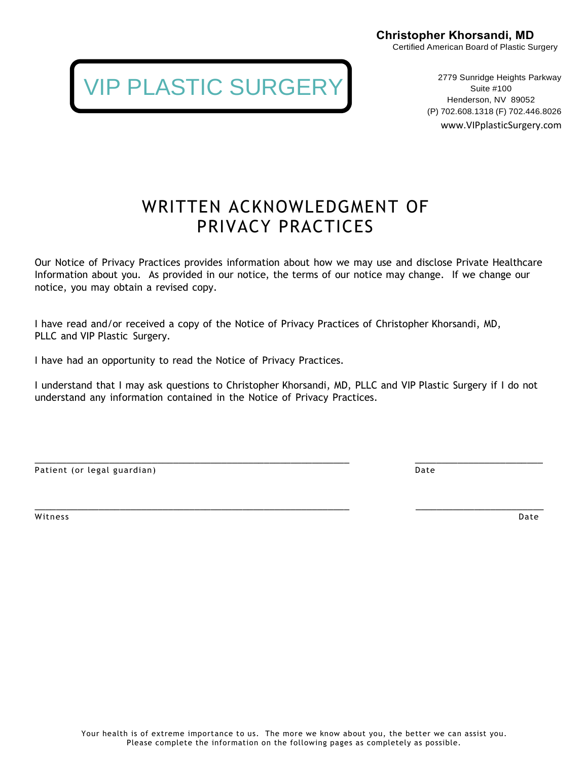**Christopher Khorsandi, MD**
Certified American Board of Plastic Surgery

VIP PLASTIC SURGERY

2779 Sunridge Heights Parkway
Suite #100
Henderson, NV 89052
(P) 702.608.1318 (F) 702.446.8026
www.VIPplasticSurgery.com

# WRITTEN ACKNOWLEDGMENT OF PRIVACY PRACTICES

Our Notice of Privacy Practices provides information about how we may use and disclose Private Healthcare Information about you. As provided in our notice, the terms of our notice may change. If we change our notice, you may obtain a revised copy.

I have read and/or received a copy of the Notice of Privacy Practices of Christopher Khorsandi, MD, PLLC and VIP Plastic Surgery.

I have had an opportunity to read the Notice of Privacy Practices.

I understand that I may ask questions to Christopher Khorsandi, MD, PLLC and VIP Plastic Surgery if I do not understand any information contained in the Notice of Privacy Practices.

_______________________________________________ &nbsp;&nbsp;&nbsp;&nbsp; ____________________
Patient (or legal guardian) &nbsp;&nbsp;&nbsp;&nbsp; Date

_______________________________________________ &nbsp;&nbsp;&nbsp;&nbsp; ____________________
Witness &nbsp;&nbsp;&nbsp;&nbsp; Date

Your health is of extreme importance to us. The more we know about you, the better we can assist you.
Please complete the information on the following pages as completely as possible.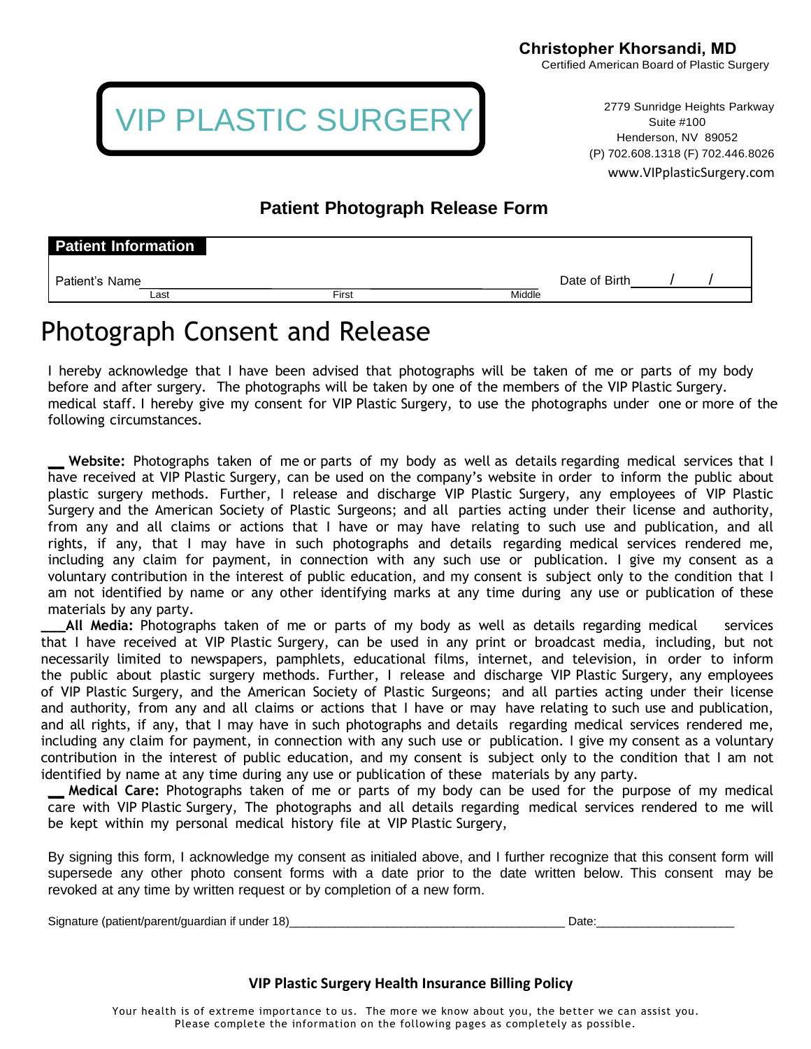**Christopher Khorsandi, MD**
Certified American Board of Plastic Surgery

VIP PLASTIC SURGERY

2779 Sunridge Heights Parkway
Suite #100
Henderson, NV 89052
(P) 702.608.1318 (F) 702.446.8026
www.VIPplasticSurgery.com

## Patient Photograph Release Form

**Patient Information**

Patient's Name____________________________________________________ Date of Birth_____/_____/_____
Last First Middle

# Photograph Consent and Release

I hereby acknowledge that I have been advised that photographs will be taken of me or parts of my body before and after surgery. The photographs will be taken by one of the members of the VIP Plastic Surgery. medical staff. I hereby give my consent for VIP Plastic Surgery, to use the photographs under one or more of the following circumstances.

__ **Website:** Photographs taken of me or parts of my body as well as details regarding medical services that I have received at VIP Plastic Surgery, can be used on the company's website in order to inform the public about plastic surgery methods. Further, I release and discharge VIP Plastic Surgery, any employees of VIP Plastic Surgery and the American Society of Plastic Surgeons; and all parties acting under their license and authority, from any and all claims or actions that I have or may have relating to such use and publication, and all rights, if any, that I may have in such photographs and details regarding medical services rendered me, including any claim for payment, in connection with any such use or publication. I give my consent as a voluntary contribution in the interest of public education, and my consent is subject only to the condition that I am not identified by name or any other identifying marks at any time during any use or publication of these materials by any party.

___**All Media:** Photographs taken of me or parts of my body as well as details regarding medical services that I have received at VIP Plastic Surgery, can be used in any print or broadcast media, including, but not necessarily limited to newspapers, pamphlets, educational films, internet, and television, in order to inform the public about plastic surgery methods. Further, I release and discharge VIP Plastic Surgery, any employees of VIP Plastic Surgery, and the American Society of Plastic Surgeons; and all parties acting under their license and authority, from any and all claims or actions that I have or may have relating to such use and publication, and all rights, if any, that I may have in such photographs and details regarding medical services rendered me, including any claim for payment, in connection with any such use or publication. I give my consent as a voluntary contribution in the interest of public education, and my consent is subject only to the condition that I am not identified by name at any time during any use or publication of these materials by any party.

__ **Medical Care:** Photographs taken of me or parts of my body can be used for the purpose of my medical care with VIP Plastic Surgery, The photographs and all details regarding medical services rendered to me will be kept within my personal medical history file at VIP Plastic Surgery,

By signing this form, I acknowledge my consent as initialed above, and I further recognize that this consent form will supersede any other photo consent forms with a date prior to the date written below. This consent may be revoked at any time by written request or by completion of a new form.

Signature (patient/parent/guardian if under 18)________________________________________ Date:____________________

**VIP Plastic Surgery Health Insurance Billing Policy**

Your health is of extreme importance to us. The more we know about you, the better we can assist you. Please complete the information on the following pages as completely as possible.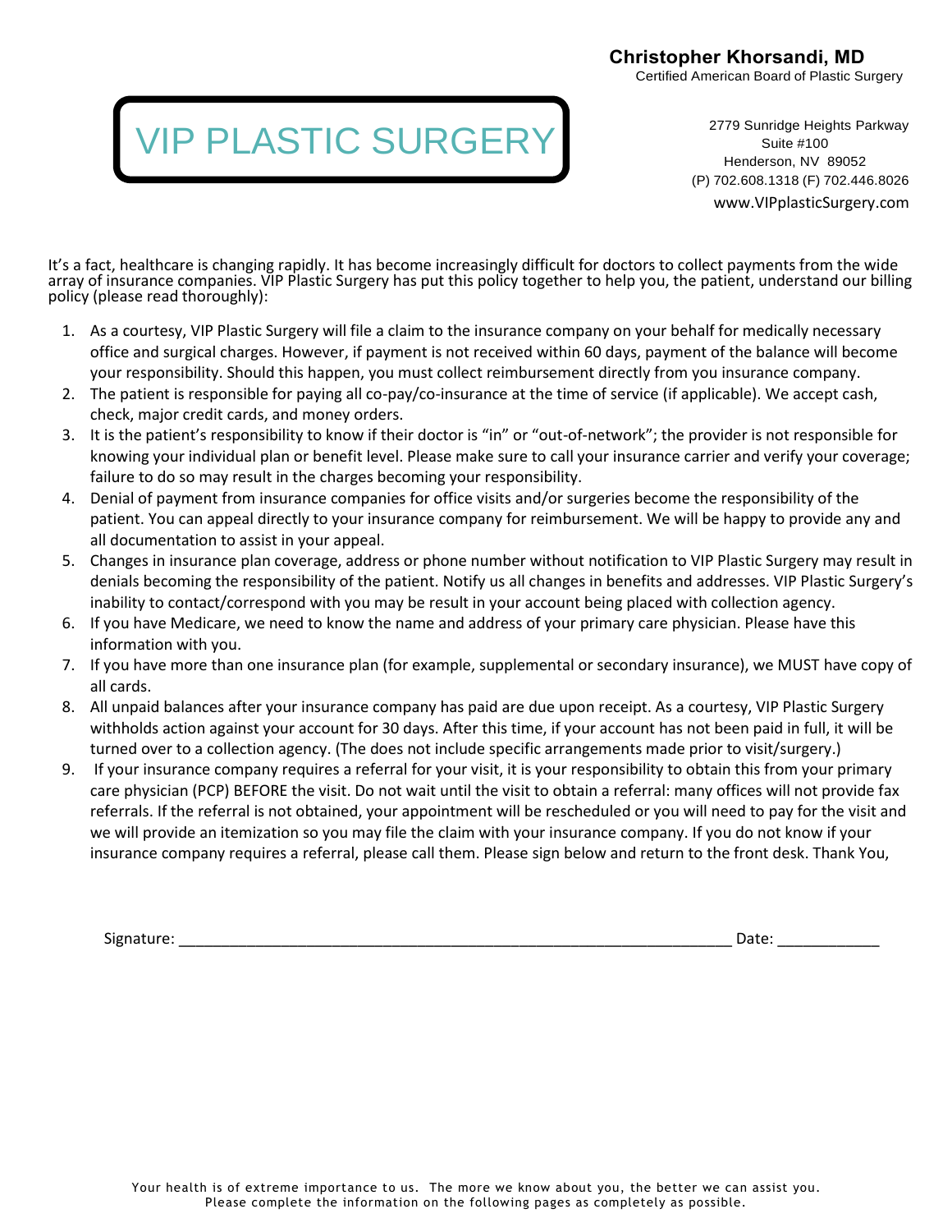**Christopher Khorsandi, MD**
Certified American Board of Plastic Surgery

# VIP PLASTIC SURGERY

2779 Sunridge Heights Parkway
Suite #100
Henderson, NV 89052
(P) 702.608.1318 (F) 702.446.8026
www.VIPplasticSurgery.com

It's a fact, healthcare is changing rapidly. It has become increasingly difficult for doctors to collect payments from the wide array of insurance companies. VIP Plastic Surgery has put this policy together to help you, the patient, understand our billing policy (please read thoroughly):

1. As a courtesy, VIP Plastic Surgery will file a claim to the insurance company on your behalf for medically necessary office and surgical charges. However, if payment is not received within 60 days, payment of the balance will become your responsibility. Should this happen, you must collect reimbursement directly from you insurance company.
2. The patient is responsible for paying all co-pay/co-insurance at the time of service (if applicable). We accept cash, check, major credit cards, and money orders.
3. It is the patient's responsibility to know if their doctor is "in" or "out-of-network"; the provider is not responsible for knowing your individual plan or benefit level. Please make sure to call your insurance carrier and verify your coverage; failure to do so may result in the charges becoming your responsibility.
4. Denial of payment from insurance companies for office visits and/or surgeries become the responsibility of the patient. You can appeal directly to your insurance company for reimbursement. We will be happy to provide any and all documentation to assist in your appeal.
5. Changes in insurance plan coverage, address or phone number without notification to VIP Plastic Surgery may result in denials becoming the responsibility of the patient. Notify us all changes in benefits and addresses. VIP Plastic Surgery's inability to contact/correspond with you may be result in your account being placed with collection agency.
6. If you have Medicare, we need to know the name and address of your primary care physician. Please have this information with you.
7. If you have more than one insurance plan (for example, supplemental or secondary insurance), we MUST have copy of all cards.
8. All unpaid balances after your insurance company has paid are due upon receipt. As a courtesy, VIP Plastic Surgery withholds action against your account for 30 days. After this time, if your account has not been paid in full, it will be turned over to a collection agency. (The does not include specific arrangements made prior to visit/surgery.)
9. If your insurance company requires a referral for your visit, it is your responsibility to obtain this from your primary care physician (PCP) BEFORE the visit. Do not wait until the visit to obtain a referral: many offices will not provide fax referrals. If the referral is not obtained, your appointment will be rescheduled or you will need to pay for the visit and we will provide an itemization so you may file the claim with your insurance company. If you do not know if your insurance company requires a referral, please call them. Please sign below and return to the front desk. Thank You,

Signature: ____________________________________________________________ Date: ____________

Your health is of extreme importance to us. The more we know about you, the better we can assist you.
Please complete the information on the following pages as completely as possible.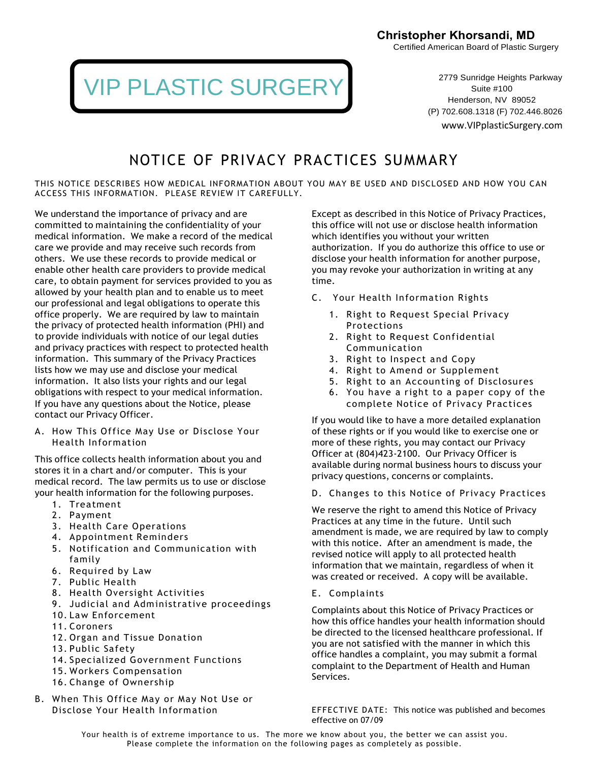**Christopher Khorsandi, MD**
Certified American Board of Plastic Surgery

VIP PLASTIC SURGERY

2779 Sunridge Heights Parkway
Suite #100
Henderson, NV 89052
(P) 702.608.1318 (F) 702.446.8026
www.VIPplasticSurgery.com

# NOTICE OF PRIVACY PRACTICES SUMMARY

THIS NOTICE DESCRIBES HOW MEDICAL INFORMATION ABOUT YOU MAY BE USED AND DISCLOSED AND HOW YOU CAN ACCESS THIS INFORMATION. PLEASE REVIEW IT CAREFULLY.

We understand the importance of privacy and are committed to maintaining the confidentiality of your medical information. We make a record of the medical care we provide and may receive such records from others. We use these records to provide medical or enable other health care providers to provide medical care, to obtain payment for services provided to you as allowed by your health plan and to enable us to meet our professional and legal obligations to operate this office properly. We are required by law to maintain the privacy of protected health information (PHI) and to provide individuals with notice of our legal duties and privacy practices with respect to protected health information. This summary of the Privacy Practices lists how we may use and disclose your medical information. It also lists your rights and our legal obligations with respect to your medical information. If you have any questions about the Notice, please contact our Privacy Officer.

A. How This Office May Use or Disclose Your Health Information

This office collects health information about you and stores it in a chart and/or computer. This is your medical record. The law permits us to use or disclose your health information for the following purposes.

1. Treatment
2. Payment
3. Health Care Operations
4. Appointment Reminders
5. Notification and Communication with family
6. Required by Law
7. Public Health
8. Health Oversight Activities
9. Judicial and Administrative proceedings
10. Law Enforcement
11. Coroners
12. Organ and Tissue Donation
13. Public Safety
14. Specialized Government Functions
15. Workers Compensation
16. Change of Ownership

B. When This Office May or May Not Use or Disclose Your Health Information

Except as described in this Notice of Privacy Practices, this office will not use or disclose health information which identifies you without your written authorization. If you do authorize this office to use or disclose your health information for another purpose, you may revoke your authorization in writing at any time.

C. Your Health Information Rights

1. Right to Request Special Privacy Protections
2. Right to Request Confidential Communication
3. Right to Inspect and Copy
4. Right to Amend or Supplement
5. Right to an Accounting of Disclosures
6. You have a right to a paper copy of the complete Notice of Privacy Practices

If you would like to have a more detailed explanation of these rights or if you would like to exercise one or more of these rights, you may contact our Privacy Officer at (804)423-2100. Our Privacy Officer is available during normal business hours to discuss your privacy questions, concerns or complaints.

D. Changes to this Notice of Privacy Practices

We reserve the right to amend this Notice of Privacy Practices at any time in the future. Until such amendment is made, we are required by law to comply with this notice. After an amendment is made, the revised notice will apply to all protected health information that we maintain, regardless of when it was created or received. A copy will be available.

E. Complaints

Complaints about this Notice of Privacy Practices or how this office handles your health information should be directed to the licensed healthcare professional. If you are not satisfied with the manner in which this office handles a complaint, you may submit a formal complaint to the Department of Health and Human Services.

EFFECTIVE DATE: This notice was published and becomes effective on 07/09

Your health is of extreme importance to us. The more we know about you, the better we can assist you. Please complete the information on the following pages as completely as possible.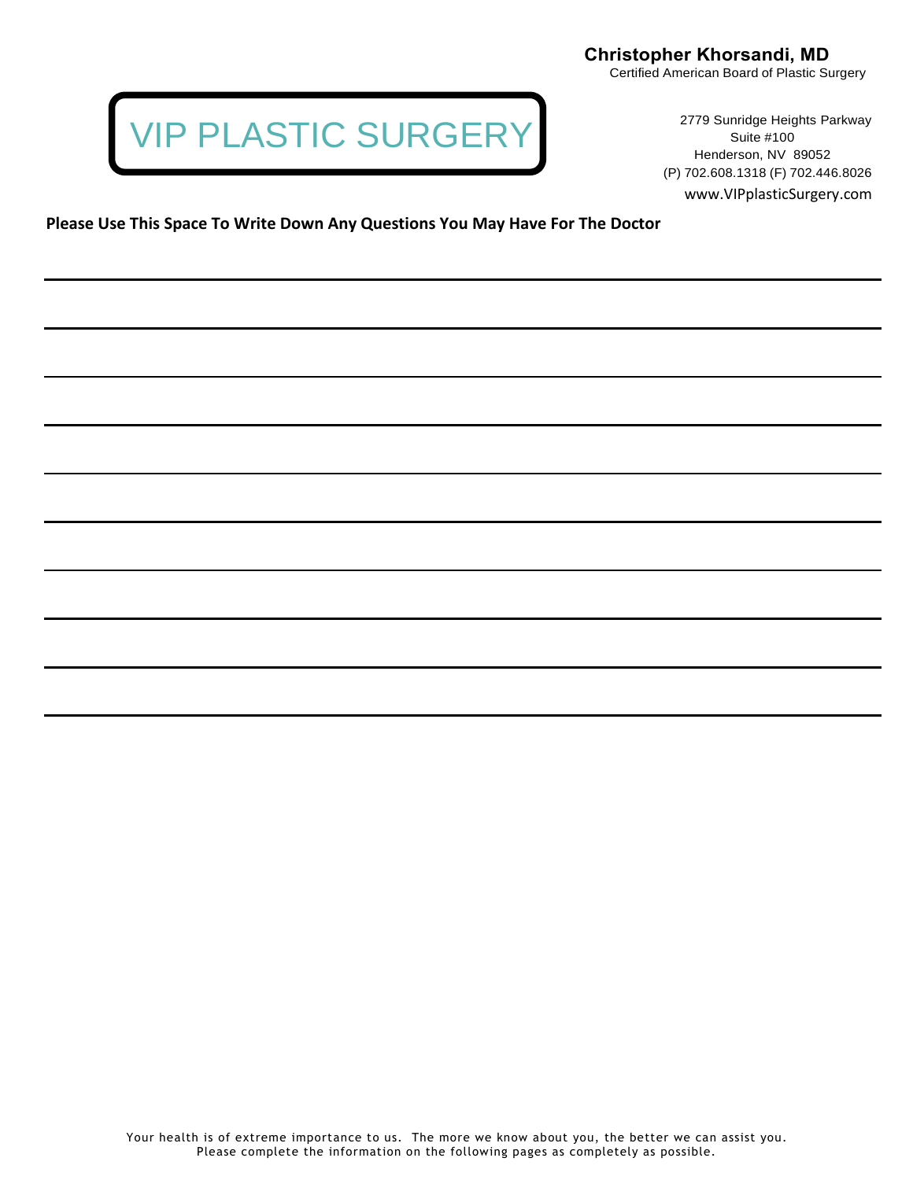**Christopher Khorsandi, MD**
Certified American Board of Plastic Surgery

VIP PLASTIC SURGERY

2779 Sunridge Heights Parkway
Suite #100
Henderson, NV 89052
(P) 702.608.1318 (F) 702.446.8026
www.VIPplasticSurgery.com

**Please Use This Space To Write Down Any Questions You May Have For The Doctor**

\_\_\_\_\_\_\_\_\_\_\_\_\_\_\_\_\_\_\_\_\_\_\_\_\_\_\_\_\_\_\_\_\_\_\_\_\_\_\_\_\_\_\_\_\_\_\_\_\_\_\_\_\_\_\_\_\_\_\_\_\_\_\_\_\_\_\_\_\_\_

\_\_\_\_\_\_\_\_\_\_\_\_\_\_\_\_\_\_\_\_\_\_\_\_\_\_\_\_\_\_\_\_\_\_\_\_\_\_\_\_\_\_\_\_\_\_\_\_\_\_\_\_\_\_\_\_\_\_\_\_\_\_\_\_\_\_\_\_\_\_

\_\_\_\_\_\_\_\_\_\_\_\_\_\_\_\_\_\_\_\_\_\_\_\_\_\_\_\_\_\_\_\_\_\_\_\_\_\_\_\_\_\_\_\_\_\_\_\_\_\_\_\_\_\_\_\_\_\_\_\_\_\_\_\_\_\_\_\_\_\_

\_\_\_\_\_\_\_\_\_\_\_\_\_\_\_\_\_\_\_\_\_\_\_\_\_\_\_\_\_\_\_\_\_\_\_\_\_\_\_\_\_\_\_\_\_\_\_\_\_\_\_\_\_\_\_\_\_\_\_\_\_\_\_\_\_\_\_\_\_\_

\_\_\_\_\_\_\_\_\_\_\_\_\_\_\_\_\_\_\_\_\_\_\_\_\_\_\_\_\_\_\_\_\_\_\_\_\_\_\_\_\_\_\_\_\_\_\_\_\_\_\_\_\_\_\_\_\_\_\_\_\_\_\_\_\_\_\_\_\_\_

\_\_\_\_\_\_\_\_\_\_\_\_\_\_\_\_\_\_\_\_\_\_\_\_\_\_\_\_\_\_\_\_\_\_\_\_\_\_\_\_\_\_\_\_\_\_\_\_\_\_\_\_\_\_\_\_\_\_\_\_\_\_\_\_\_\_\_\_\_\_

\_\_\_\_\_\_\_\_\_\_\_\_\_\_\_\_\_\_\_\_\_\_\_\_\_\_\_\_\_\_\_\_\_\_\_\_\_\_\_\_\_\_\_\_\_\_\_\_\_\_\_\_\_\_\_\_\_\_\_\_\_\_\_\_\_\_\_\_\_\_

\_\_\_\_\_\_\_\_\_\_\_\_\_\_\_\_\_\_\_\_\_\_\_\_\_\_\_\_\_\_\_\_\_\_\_\_\_\_\_\_\_\_\_\_\_\_\_\_\_\_\_\_\_\_\_\_\_\_\_\_\_\_\_\_\_\_\_\_\_\_

\_\_\_\_\_\_\_\_\_\_\_\_\_\_\_\_\_\_\_\_\_\_\_\_\_\_\_\_\_\_\_\_\_\_\_\_\_\_\_\_\_\_\_\_\_\_\_\_\_\_\_\_\_\_\_\_\_\_\_\_\_\_\_\_\_\_\_\_\_\_

\_\_\_\_\_\_\_\_\_\_\_\_\_\_\_\_\_\_\_\_\_\_\_\_\_\_\_\_\_\_\_\_\_\_\_\_\_\_\_\_\_\_\_\_\_\_\_\_\_\_\_\_\_\_\_\_\_\_\_\_\_\_\_\_\_\_\_\_\_\_

Your health is of extreme importance to us. The more we know about you, the better we can assist you.
Please complete the information on the following pages as completely as possible.